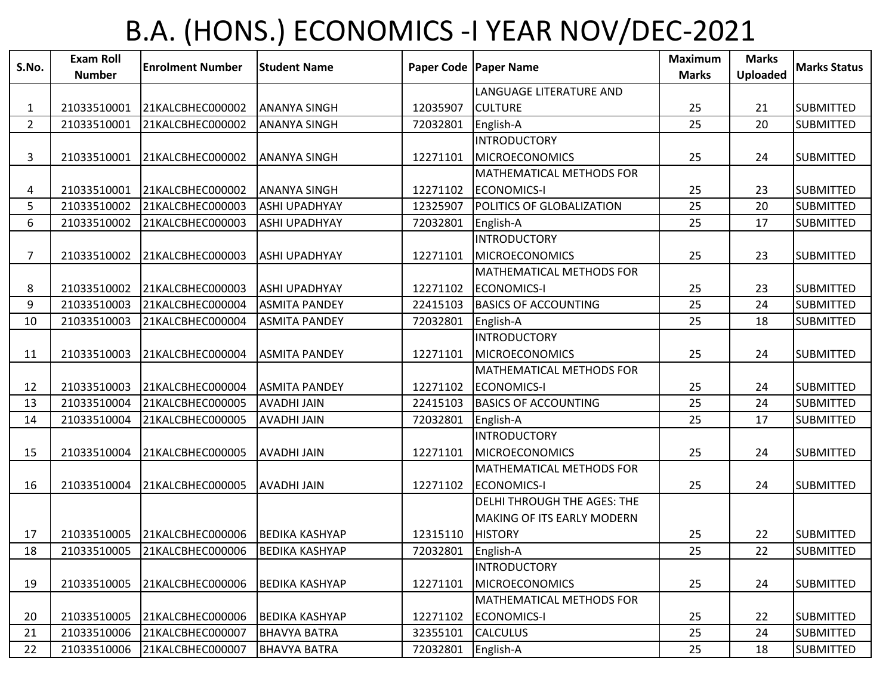# B.A. (HONS.) ECONOMICS -I YEAR NOV/DEC-2021

| S.No. | Exam Roll Number | Enrolment Number | Student Name | Paper Code | Paper Name | Maximum Marks | Marks Uploaded | Marks Status |
|---|---|---|---|---|---|---|---|---|
| 1 | 21033510001 | 21KALCBHEC000002 | ANANYA SINGH | 12035907 | LANGUAGE LITERATURE AND CULTURE | 25 | 21 | SUBMITTED |
| 2 | 21033510001 | 21KALCBHEC000002 | ANANYA SINGH | 72032801 | English-A | 25 | 20 | SUBMITTED |
| 3 | 21033510001 | 21KALCBHEC000002 | ANANYA SINGH | 12271101 | INTRODUCTORY MICROECONOMICS | 25 | 24 | SUBMITTED |
| 4 | 21033510001 | 21KALCBHEC000002 | ANANYA SINGH | 12271102 | MATHEMATICAL METHODS FOR ECONOMICS-I | 25 | 23 | SUBMITTED |
| 5 | 21033510002 | 21KALCBHEC000003 | ASHI UPADHYAY | 12325907 | POLITICS OF GLOBALIZATION | 25 | 20 | SUBMITTED |
| 6 | 21033510002 | 21KALCBHEC000003 | ASHI UPADHYAY | 72032801 | English-A | 25 | 17 | SUBMITTED |
| 7 | 21033510002 | 21KALCBHEC000003 | ASHI UPADHYAY | 12271101 | INTRODUCTORY MICROECONOMICS | 25 | 23 | SUBMITTED |
| 8 | 21033510002 | 21KALCBHEC000003 | ASHI UPADHYAY | 12271102 | MATHEMATICAL METHODS FOR ECONOMICS-I | 25 | 23 | SUBMITTED |
| 9 | 21033510003 | 21KALCBHEC000004 | ASMITA PANDEY | 22415103 | BASICS OF ACCOUNTING | 25 | 24 | SUBMITTED |
| 10 | 21033510003 | 21KALCBHEC000004 | ASMITA PANDEY | 72032801 | English-A | 25 | 18 | SUBMITTED |
| 11 | 21033510003 | 21KALCBHEC000004 | ASMITA PANDEY | 12271101 | INTRODUCTORY MICROECONOMICS | 25 | 24 | SUBMITTED |
| 12 | 21033510003 | 21KALCBHEC000004 | ASMITA PANDEY | 12271102 | MATHEMATICAL METHODS FOR ECONOMICS-I | 25 | 24 | SUBMITTED |
| 13 | 21033510004 | 21KALCBHEC000005 | AVADHI JAIN | 22415103 | BASICS OF ACCOUNTING | 25 | 24 | SUBMITTED |
| 14 | 21033510004 | 21KALCBHEC000005 | AVADHI JAIN | 72032801 | English-A | 25 | 17 | SUBMITTED |
| 15 | 21033510004 | 21KALCBHEC000005 | AVADHI JAIN | 12271101 | INTRODUCTORY MICROECONOMICS | 25 | 24 | SUBMITTED |
| 16 | 21033510004 | 21KALCBHEC000005 | AVADHI JAIN | 12271102 | MATHEMATICAL METHODS FOR ECONOMICS-I | 25 | 24 | SUBMITTED |
| 17 | 21033510005 | 21KALCBHEC000006 | BEDIKA KASHYAP | 12315110 | DELHI THROUGH THE AGES: THE MAKING OF ITS EARLY MODERN HISTORY | 25 | 22 | SUBMITTED |
| 18 | 21033510005 | 21KALCBHEC000006 | BEDIKA KASHYAP | 72032801 | English-A | 25 | 22 | SUBMITTED |
| 19 | 21033510005 | 21KALCBHEC000006 | BEDIKA KASHYAP | 12271101 | INTRODUCTORY MICROECONOMICS | 25 | 24 | SUBMITTED |
| 20 | 21033510005 | 21KALCBHEC000006 | BEDIKA KASHYAP | 12271102 | MATHEMATICAL METHODS FOR ECONOMICS-I | 25 | 22 | SUBMITTED |
| 21 | 21033510006 | 21KALCBHEC000007 | BHAVYA BATRA | 32355101 | CALCULUS | 25 | 24 | SUBMITTED |
| 22 | 21033510006 | 21KALCBHEC000007 | BHAVYA BATRA | 72032801 | English-A | 25 | 18 | SUBMITTED |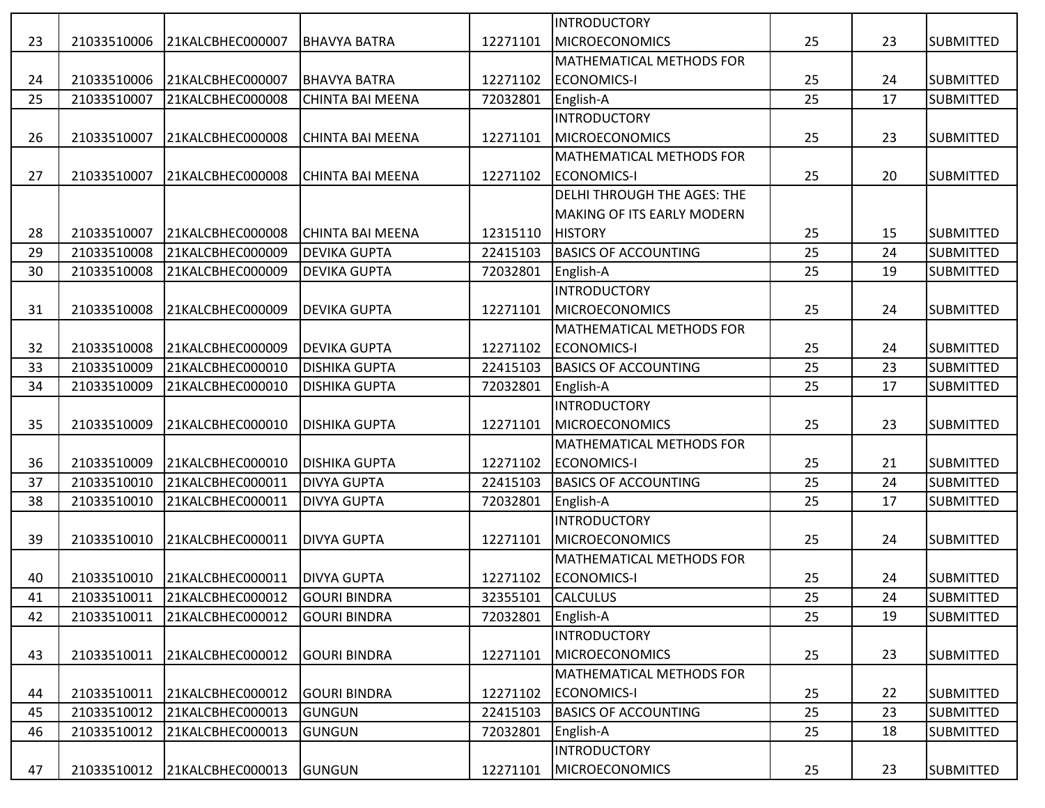| 23 | 21033510006 | 21KALCBHEC000007 | BHAVYA BATRA | 12271101 | INTRODUCTORY MICROECONOMICS | 25 | 23 | SUBMITTED |
|---|---|---|---|---|---|---|---|---|
| 24 | 21033510006 | 21KALCBHEC000007 | BHAVYA BATRA | 12271102 | MATHEMATICAL METHODS FOR ECONOMICS-I | 25 | 24 | SUBMITTED |
| 25 | 21033510007 | 21KALCBHEC000008 | CHINTA BAI MEENA | 72032801 | English-A | 25 | 17 | SUBMITTED |
| 26 | 21033510007 | 21KALCBHEC000008 | CHINTA BAI MEENA | 12271101 | INTRODUCTORY MICROECONOMICS | 25 | 23 | SUBMITTED |
| 27 | 21033510007 | 21KALCBHEC000008 | CHINTA BAI MEENA | 12271102 | MATHEMATICAL METHODS FOR ECONOMICS-I | 25 | 20 | SUBMITTED |
| 28 | 21033510007 | 21KALCBHEC000008 | CHINTA BAI MEENA | 12315110 | DELHI THROUGH THE AGES: THE MAKING OF ITS EARLY MODERN HISTORY | 25 | 15 | SUBMITTED |
| 29 | 21033510008 | 21KALCBHEC000009 | DEVIKA GUPTA | 22415103 | BASICS OF ACCOUNTING | 25 | 24 | SUBMITTED |
| 30 | 21033510008 | 21KALCBHEC000009 | DEVIKA GUPTA | 72032801 | English-A | 25 | 19 | SUBMITTED |
| 31 | 21033510008 | 21KALCBHEC000009 | DEVIKA GUPTA | 12271101 | INTRODUCTORY MICROECONOMICS | 25 | 24 | SUBMITTED |
| 32 | 21033510008 | 21KALCBHEC000009 | DEVIKA GUPTA | 12271102 | MATHEMATICAL METHODS FOR ECONOMICS-I | 25 | 24 | SUBMITTED |
| 33 | 21033510009 | 21KALCBHEC000010 | DISHIKA GUPTA | 22415103 | BASICS OF ACCOUNTING | 25 | 23 | SUBMITTED |
| 34 | 21033510009 | 21KALCBHEC000010 | DISHIKA GUPTA | 72032801 | English-A | 25 | 17 | SUBMITTED |
| 35 | 21033510009 | 21KALCBHEC000010 | DISHIKA GUPTA | 12271101 | INTRODUCTORY MICROECONOMICS | 25 | 23 | SUBMITTED |
| 36 | 21033510009 | 21KALCBHEC000010 | DISHIKA GUPTA | 12271102 | MATHEMATICAL METHODS FOR ECONOMICS-I | 25 | 21 | SUBMITTED |
| 37 | 21033510010 | 21KALCBHEC000011 | DIVYA GUPTA | 22415103 | BASICS OF ACCOUNTING | 25 | 24 | SUBMITTED |
| 38 | 21033510010 | 21KALCBHEC000011 | DIVYA GUPTA | 72032801 | English-A | 25 | 17 | SUBMITTED |
| 39 | 21033510010 | 21KALCBHEC000011 | DIVYA GUPTA | 12271101 | INTRODUCTORY MICROECONOMICS | 25 | 24 | SUBMITTED |
| 40 | 21033510010 | 21KALCBHEC000011 | DIVYA GUPTA | 12271102 | MATHEMATICAL METHODS FOR ECONOMICS-I | 25 | 24 | SUBMITTED |
| 41 | 21033510011 | 21KALCBHEC000012 | GOURI BINDRA | 32355101 | CALCULUS | 25 | 24 | SUBMITTED |
| 42 | 21033510011 | 21KALCBHEC000012 | GOURI BINDRA | 72032801 | English-A | 25 | 19 | SUBMITTED |
| 43 | 21033510011 | 21KALCBHEC000012 | GOURI BINDRA | 12271101 | INTRODUCTORY MICROECONOMICS | 25 | 23 | SUBMITTED |
| 44 | 21033510011 | 21KALCBHEC000012 | GOURI BINDRA | 12271102 | MATHEMATICAL METHODS FOR ECONOMICS-I | 25 | 22 | SUBMITTED |
| 45 | 21033510012 | 21KALCBHEC000013 | GUNGUN | 22415103 | BASICS OF ACCOUNTING | 25 | 23 | SUBMITTED |
| 46 | 21033510012 | 21KALCBHEC000013 | GUNGUN | 72032801 | English-A | 25 | 18 | SUBMITTED |
| 47 | 21033510012 | 21KALCBHEC000013 | GUNGUN | 12271101 | INTRODUCTORY MICROECONOMICS | 25 | 23 | SUBMITTED |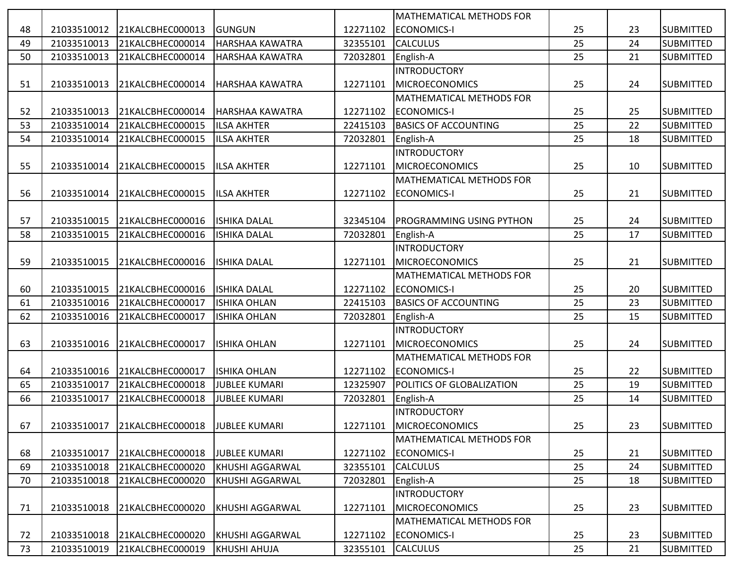| 48 | 21033510012 | 21KALCBHEC000013 | GUNGUN | 12271102 | MATHEMATICAL METHODS FOR ECONOMICS-I | 25 | 23 | SUBMITTED |
|---|---|---|---|---|---|---|---|---|
| 49 | 21033510013 | 21KALCBHEC000014 | HARSHAA KAWATRA | 32355101 | CALCULUS | 25 | 24 | SUBMITTED |
| 50 | 21033510013 | 21KALCBHEC000014 | HARSHAA KAWATRA | 72032801 | English-A | 25 | 21 | SUBMITTED |
| 51 | 21033510013 | 21KALCBHEC000014 | HARSHAA KAWATRA | 12271101 | INTRODUCTORY MICROECONOMICS | 25 | 24 | SUBMITTED |
| 52 | 21033510013 | 21KALCBHEC000014 | HARSHAA KAWATRA | 12271102 | MATHEMATICAL METHODS FOR ECONOMICS-I | 25 | 25 | SUBMITTED |
| 53 | 21033510014 | 21KALCBHEC000015 | ILSA AKHTER | 22415103 | BASICS OF ACCOUNTING | 25 | 22 | SUBMITTED |
| 54 | 21033510014 | 21KALCBHEC000015 | ILSA AKHTER | 72032801 | English-A | 25 | 18 | SUBMITTED |
| 55 | 21033510014 | 21KALCBHEC000015 | ILSA AKHTER | 12271101 | INTRODUCTORY MICROECONOMICS | 25 | 10 | SUBMITTED |
| 56 | 21033510014 | 21KALCBHEC000015 | ILSA AKHTER | 12271102 | MATHEMATICAL METHODS FOR ECONOMICS-I | 25 | 21 | SUBMITTED |
| 57 | 21033510015 | 21KALCBHEC000016 | ISHIKA DALAL | 32345104 | PROGRAMMING USING PYTHON | 25 | 24 | SUBMITTED |
| 58 | 21033510015 | 21KALCBHEC000016 | ISHIKA DALAL | 72032801 | English-A | 25 | 17 | SUBMITTED |
| 59 | 21033510015 | 21KALCBHEC000016 | ISHIKA DALAL | 12271101 | INTRODUCTORY MICROECONOMICS | 25 | 21 | SUBMITTED |
| 60 | 21033510015 | 21KALCBHEC000016 | ISHIKA DALAL | 12271102 | MATHEMATICAL METHODS FOR ECONOMICS-I | 25 | 20 | SUBMITTED |
| 61 | 21033510016 | 21KALCBHEC000017 | ISHIKA OHLAN | 22415103 | BASICS OF ACCOUNTING | 25 | 23 | SUBMITTED |
| 62 | 21033510016 | 21KALCBHEC000017 | ISHIKA OHLAN | 72032801 | English-A | 25 | 15 | SUBMITTED |
| 63 | 21033510016 | 21KALCBHEC000017 | ISHIKA OHLAN | 12271101 | INTRODUCTORY MICROECONOMICS | 25 | 24 | SUBMITTED |
| 64 | 21033510016 | 21KALCBHEC000017 | ISHIKA OHLAN | 12271102 | MATHEMATICAL METHODS FOR ECONOMICS-I | 25 | 22 | SUBMITTED |
| 65 | 21033510017 | 21KALCBHEC000018 | JUBLEE KUMARI | 12325907 | POLITICS OF GLOBALIZATION | 25 | 19 | SUBMITTED |
| 66 | 21033510017 | 21KALCBHEC000018 | JUBLEE KUMARI | 72032801 | English-A | 25 | 14 | SUBMITTED |
| 67 | 21033510017 | 21KALCBHEC000018 | JUBLEE KUMARI | 12271101 | INTRODUCTORY MICROECONOMICS | 25 | 23 | SUBMITTED |
| 68 | 21033510017 | 21KALCBHEC000018 | JUBLEE KUMARI | 12271102 | MATHEMATICAL METHODS FOR ECONOMICS-I | 25 | 21 | SUBMITTED |
| 69 | 21033510018 | 21KALCBHEC000020 | KHUSHI AGGARWAL | 32355101 | CALCULUS | 25 | 24 | SUBMITTED |
| 70 | 21033510018 | 21KALCBHEC000020 | KHUSHI AGGARWAL | 72032801 | English-A | 25 | 18 | SUBMITTED |
| 71 | 21033510018 | 21KALCBHEC000020 | KHUSHI AGGARWAL | 12271101 | INTRODUCTORY MICROECONOMICS | 25 | 23 | SUBMITTED |
| 72 | 21033510018 | 21KALCBHEC000020 | KHUSHI AGGARWAL | 12271102 | MATHEMATICAL METHODS FOR ECONOMICS-I | 25 | 23 | SUBMITTED |
| 73 | 21033510019 | 21KALCBHEC000019 | KHUSHI AHUJA | 32355101 | CALCULUS | 25 | 21 | SUBMITTED |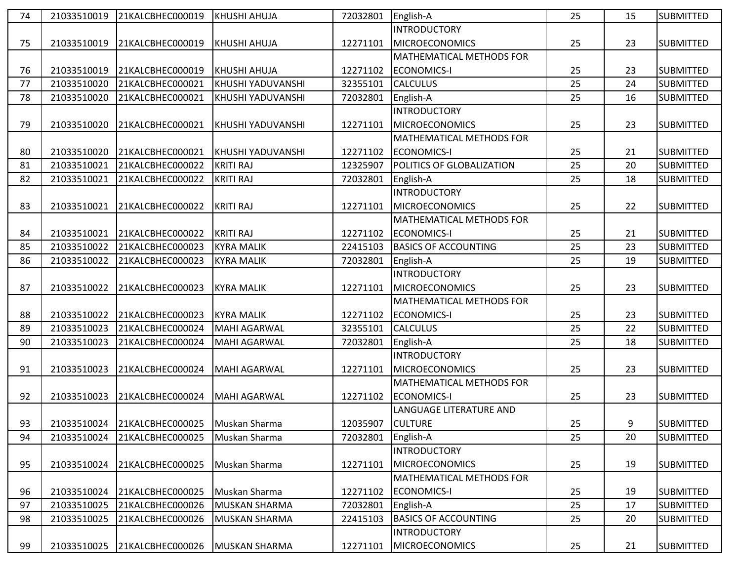| 74 | 21033510019 | 21KALCBHEC000019 | KHUSHI AHUJA | 72032801 | English-A | 25 | 15 | SUBMITTED |
|---|---|---|---|---|---|---|---|---|
| 75 | 21033510019 | 21KALCBHEC000019 | KHUSHI AHUJA | 12271101 | INTRODUCTORY MICROECONOMICS | 25 | 23 | SUBMITTED |
| 76 | 21033510019 | 21KALCBHEC000019 | KHUSHI AHUJA | 12271102 | MATHEMATICAL METHODS FOR ECONOMICS-I | 25 | 23 | SUBMITTED |
| 77 | 21033510020 | 21KALCBHEC000021 | KHUSHI YADUVANSHI | 32355101 | CALCULUS | 25 | 24 | SUBMITTED |
| 78 | 21033510020 | 21KALCBHEC000021 | KHUSHI YADUVANSHI | 72032801 | English-A | 25 | 16 | SUBMITTED |
| 79 | 21033510020 | 21KALCBHEC000021 | KHUSHI YADUVANSHI | 12271101 | INTRODUCTORY MICROECONOMICS | 25 | 23 | SUBMITTED |
| 80 | 21033510020 | 21KALCBHEC000021 | KHUSHI YADUVANSHI | 12271102 | MATHEMATICAL METHODS FOR ECONOMICS-I | 25 | 21 | SUBMITTED |
| 81 | 21033510021 | 21KALCBHEC000022 | KRITI RAJ | 12325907 | POLITICS OF GLOBALIZATION | 25 | 20 | SUBMITTED |
| 82 | 21033510021 | 21KALCBHEC000022 | KRITI RAJ | 72032801 | English-A | 25 | 18 | SUBMITTED |
| 83 | 21033510021 | 21KALCBHEC000022 | KRITI RAJ | 12271101 | INTRODUCTORY MICROECONOMICS | 25 | 22 | SUBMITTED |
| 84 | 21033510021 | 21KALCBHEC000022 | KRITI RAJ | 12271102 | MATHEMATICAL METHODS FOR ECONOMICS-I | 25 | 21 | SUBMITTED |
| 85 | 21033510022 | 21KALCBHEC000023 | KYRA MALIK | 22415103 | BASICS OF ACCOUNTING | 25 | 23 | SUBMITTED |
| 86 | 21033510022 | 21KALCBHEC000023 | KYRA MALIK | 72032801 | English-A | 25 | 19 | SUBMITTED |
| 87 | 21033510022 | 21KALCBHEC000023 | KYRA MALIK | 12271101 | INTRODUCTORY MICROECONOMICS | 25 | 23 | SUBMITTED |
| 88 | 21033510022 | 21KALCBHEC000023 | KYRA MALIK | 12271102 | MATHEMATICAL METHODS FOR ECONOMICS-I | 25 | 23 | SUBMITTED |
| 89 | 21033510023 | 21KALCBHEC000024 | MAHI AGARWAL | 32355101 | CALCULUS | 25 | 22 | SUBMITTED |
| 90 | 21033510023 | 21KALCBHEC000024 | MAHI AGARWAL | 72032801 | English-A | 25 | 18 | SUBMITTED |
| 91 | 21033510023 | 21KALCBHEC000024 | MAHI AGARWAL | 12271101 | INTRODUCTORY MICROECONOMICS | 25 | 23 | SUBMITTED |
| 92 | 21033510023 | 21KALCBHEC000024 | MAHI AGARWAL | 12271102 | MATHEMATICAL METHODS FOR ECONOMICS-I | 25 | 23 | SUBMITTED |
| 93 | 21033510024 | 21KALCBHEC000025 | Muskan Sharma | 12035907 | LANGUAGE LITERATURE AND CULTURE | 25 | 9 | SUBMITTED |
| 94 | 21033510024 | 21KALCBHEC000025 | Muskan Sharma | 72032801 | English-A | 25 | 20 | SUBMITTED |
| 95 | 21033510024 | 21KALCBHEC000025 | Muskan Sharma | 12271101 | INTRODUCTORY MICROECONOMICS | 25 | 19 | SUBMITTED |
| 96 | 21033510024 | 21KALCBHEC000025 | Muskan Sharma | 12271102 | MATHEMATICAL METHODS FOR ECONOMICS-I | 25 | 19 | SUBMITTED |
| 97 | 21033510025 | 21KALCBHEC000026 | MUSKAN SHARMA | 72032801 | English-A | 25 | 17 | SUBMITTED |
| 98 | 21033510025 | 21KALCBHEC000026 | MUSKAN SHARMA | 22415103 | BASICS OF ACCOUNTING | 25 | 20 | SUBMITTED |
| 99 | 21033510025 | 21KALCBHEC000026 | MUSKAN SHARMA | 12271101 | INTRODUCTORY MICROECONOMICS | 25 | 21 | SUBMITTED |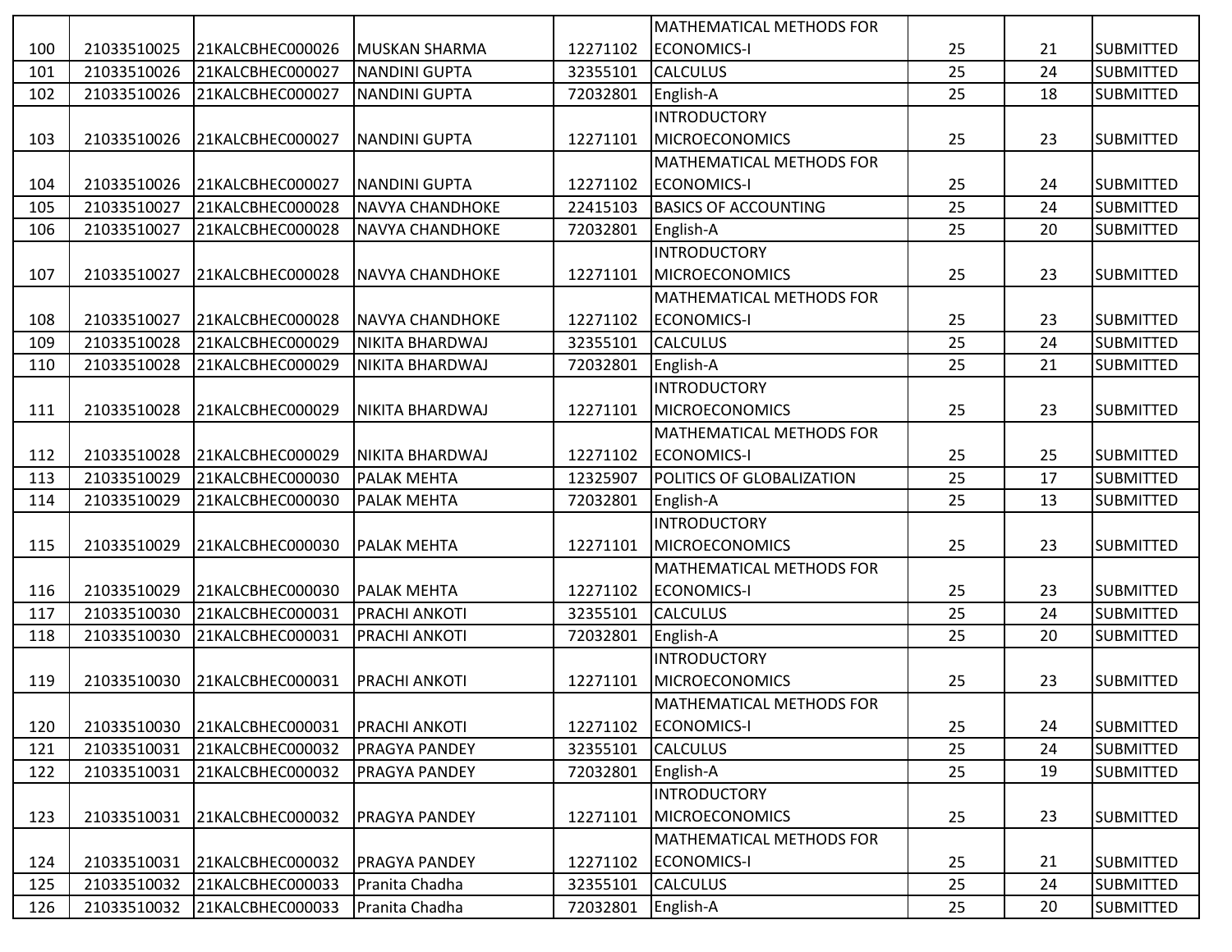| | | | | | | | | |
|---|---|---|---|---|---|---|---|---|
| 100 | 21033510025 | 21KALCBHEC000026 | MUSKAN SHARMA | 12271102 | MATHEMATICAL METHODS FOR ECONOMICS-I | 25 | 21 | SUBMITTED |
| 101 | 21033510026 | 21KALCBHEC000027 | NANDINI GUPTA | 32355101 | CALCULUS | 25 | 24 | SUBMITTED |
| 102 | 21033510026 | 21KALCBHEC000027 | NANDINI GUPTA | 72032801 | English-A | 25 | 18 | SUBMITTED |
| 103 | 21033510026 | 21KALCBHEC000027 | NANDINI GUPTA | 12271101 | INTRODUCTORY MICROECONOMICS | 25 | 23 | SUBMITTED |
| 104 | 21033510026 | 21KALCBHEC000027 | NANDINI GUPTA | 12271102 | MATHEMATICAL METHODS FOR ECONOMICS-I | 25 | 24 | SUBMITTED |
| 105 | 21033510027 | 21KALCBHEC000028 | NAVYA CHANDHOKE | 22415103 | BASICS OF ACCOUNTING | 25 | 24 | SUBMITTED |
| 106 | 21033510027 | 21KALCBHEC000028 | NAVYA CHANDHOKE | 72032801 | English-A | 25 | 20 | SUBMITTED |
| 107 | 21033510027 | 21KALCBHEC000028 | NAVYA CHANDHOKE | 12271101 | INTRODUCTORY MICROECONOMICS | 25 | 23 | SUBMITTED |
| 108 | 21033510027 | 21KALCBHEC000028 | NAVYA CHANDHOKE | 12271102 | MATHEMATICAL METHODS FOR ECONOMICS-I | 25 | 23 | SUBMITTED |
| 109 | 21033510028 | 21KALCBHEC000029 | NIKITA BHARDWAJ | 32355101 | CALCULUS | 25 | 24 | SUBMITTED |
| 110 | 21033510028 | 21KALCBHEC000029 | NIKITA BHARDWAJ | 72032801 | English-A | 25 | 21 | SUBMITTED |
| 111 | 21033510028 | 21KALCBHEC000029 | NIKITA BHARDWAJ | 12271101 | INTRODUCTORY MICROECONOMICS | 25 | 23 | SUBMITTED |
| 112 | 21033510028 | 21KALCBHEC000029 | NIKITA BHARDWAJ | 12271102 | MATHEMATICAL METHODS FOR ECONOMICS-I | 25 | 25 | SUBMITTED |
| 113 | 21033510029 | 21KALCBHEC000030 | PALAK MEHTA | 12325907 | POLITICS OF GLOBALIZATION | 25 | 17 | SUBMITTED |
| 114 | 21033510029 | 21KALCBHEC000030 | PALAK MEHTA | 72032801 | English-A | 25 | 13 | SUBMITTED |
| 115 | 21033510029 | 21KALCBHEC000030 | PALAK MEHTA | 12271101 | INTRODUCTORY MICROECONOMICS | 25 | 23 | SUBMITTED |
| 116 | 21033510029 | 21KALCBHEC000030 | PALAK MEHTA | 12271102 | MATHEMATICAL METHODS FOR ECONOMICS-I | 25 | 23 | SUBMITTED |
| 117 | 21033510030 | 21KALCBHEC000031 | PRACHI ANKOTI | 32355101 | CALCULUS | 25 | 24 | SUBMITTED |
| 118 | 21033510030 | 21KALCBHEC000031 | PRACHI ANKOTI | 72032801 | English-A | 25 | 20 | SUBMITTED |
| 119 | 21033510030 | 21KALCBHEC000031 | PRACHI ANKOTI | 12271101 | INTRODUCTORY MICROECONOMICS | 25 | 23 | SUBMITTED |
| 120 | 21033510030 | 21KALCBHEC000031 | PRACHI ANKOTI | 12271102 | MATHEMATICAL METHODS FOR ECONOMICS-I | 25 | 24 | SUBMITTED |
| 121 | 21033510031 | 21KALCBHEC000032 | PRAGYA PANDEY | 32355101 | CALCULUS | 25 | 24 | SUBMITTED |
| 122 | 21033510031 | 21KALCBHEC000032 | PRAGYA PANDEY | 72032801 | English-A | 25 | 19 | SUBMITTED |
| 123 | 21033510031 | 21KALCBHEC000032 | PRAGYA PANDEY | 12271101 | INTRODUCTORY MICROECONOMICS | 25 | 23 | SUBMITTED |
| 124 | 21033510031 | 21KALCBHEC000032 | PRAGYA PANDEY | 12271102 | MATHEMATICAL METHODS FOR ECONOMICS-I | 25 | 21 | SUBMITTED |
| 125 | 21033510032 | 21KALCBHEC000033 | Pranita Chadha | 32355101 | CALCULUS | 25 | 24 | SUBMITTED |
| 126 | 21033510032 | 21KALCBHEC000033 | Pranita Chadha | 72032801 | English-A | 25 | 20 | SUBMITTED |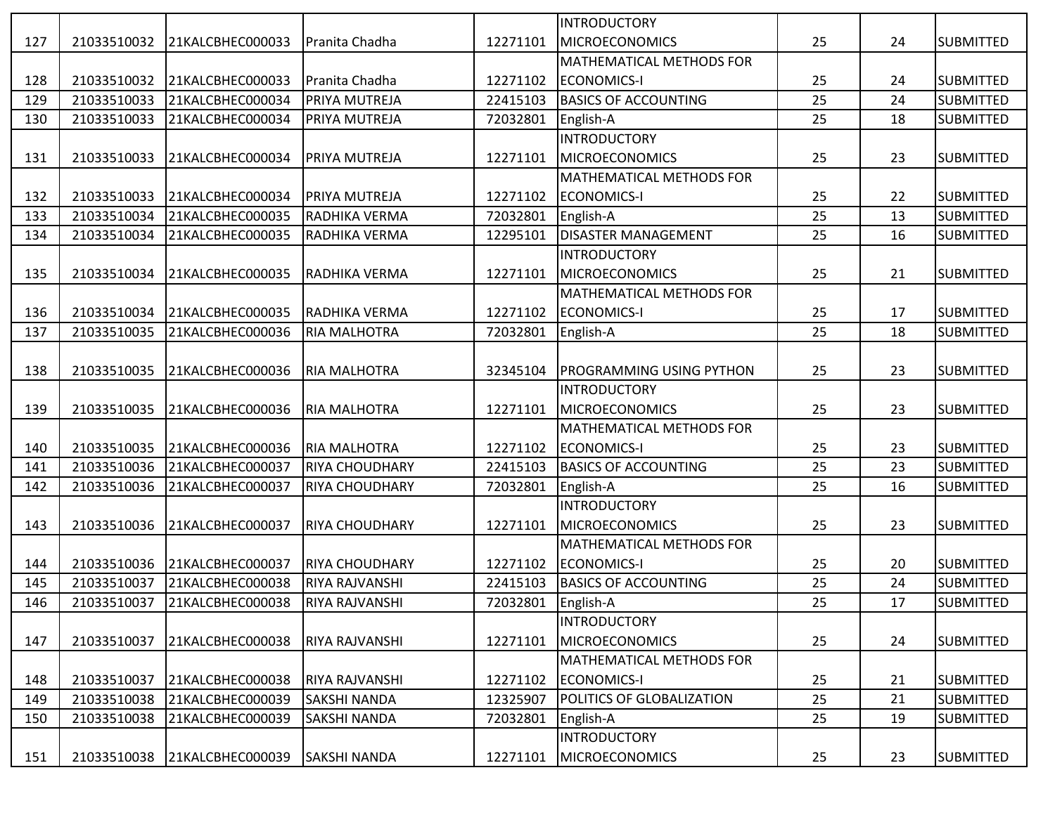| | | | | | | | | |
|---|---|---|---|---|---|---|---|---|
| 127 | 21033510032 | 21KALCBHEC000033 | Pranita Chadha | 12271101 | INTRODUCTORY MICROECONOMICS | 25 | 24 | SUBMITTED |
| 128 | 21033510032 | 21KALCBHEC000033 | Pranita Chadha | 12271102 | MATHEMATICAL METHODS FOR ECONOMICS-I | 25 | 24 | SUBMITTED |
| 129 | 21033510033 | 21KALCBHEC000034 | PRIYA MUTREJA | 22415103 | BASICS OF ACCOUNTING | 25 | 24 | SUBMITTED |
| 130 | 21033510033 | 21KALCBHEC000034 | PRIYA MUTREJA | 72032801 | English-A | 25 | 18 | SUBMITTED |
| 131 | 21033510033 | 21KALCBHEC000034 | PRIYA MUTREJA | 12271101 | INTRODUCTORY MICROECONOMICS | 25 | 23 | SUBMITTED |
| 132 | 21033510033 | 21KALCBHEC000034 | PRIYA MUTREJA | 12271102 | MATHEMATICAL METHODS FOR ECONOMICS-I | 25 | 22 | SUBMITTED |
| 133 | 21033510034 | 21KALCBHEC000035 | RADHIKA VERMA | 72032801 | English-A | 25 | 13 | SUBMITTED |
| 134 | 21033510034 | 21KALCBHEC000035 | RADHIKA VERMA | 12295101 | DISASTER MANAGEMENT | 25 | 16 | SUBMITTED |
| 135 | 21033510034 | 21KALCBHEC000035 | RADHIKA VERMA | 12271101 | INTRODUCTORY MICROECONOMICS | 25 | 21 | SUBMITTED |
| 136 | 21033510034 | 21KALCBHEC000035 | RADHIKA VERMA | 12271102 | MATHEMATICAL METHODS FOR ECONOMICS-I | 25 | 17 | SUBMITTED |
| 137 | 21033510035 | 21KALCBHEC000036 | RIA MALHOTRA | 72032801 | English-A | 25 | 18 | SUBMITTED |
| 138 | 21033510035 | 21KALCBHEC000036 | RIA MALHOTRA | 32345104 | PROGRAMMING USING PYTHON | 25 | 23 | SUBMITTED |
| 139 | 21033510035 | 21KALCBHEC000036 | RIA MALHOTRA | 12271101 | INTRODUCTORY MICROECONOMICS | 25 | 23 | SUBMITTED |
| 140 | 21033510035 | 21KALCBHEC000036 | RIA MALHOTRA | 12271102 | MATHEMATICAL METHODS FOR ECONOMICS-I | 25 | 23 | SUBMITTED |
| 141 | 21033510036 | 21KALCBHEC000037 | RIYA CHOUDHARY | 22415103 | BASICS OF ACCOUNTING | 25 | 23 | SUBMITTED |
| 142 | 21033510036 | 21KALCBHEC000037 | RIYA CHOUDHARY | 72032801 | English-A | 25 | 16 | SUBMITTED |
| 143 | 21033510036 | 21KALCBHEC000037 | RIYA CHOUDHARY | 12271101 | INTRODUCTORY MICROECONOMICS | 25 | 23 | SUBMITTED |
| 144 | 21033510036 | 21KALCBHEC000037 | RIYA CHOUDHARY | 12271102 | MATHEMATICAL METHODS FOR ECONOMICS-I | 25 | 20 | SUBMITTED |
| 145 | 21033510037 | 21KALCBHEC000038 | RIYA RAJVANSHI | 22415103 | BASICS OF ACCOUNTING | 25 | 24 | SUBMITTED |
| 146 | 21033510037 | 21KALCBHEC000038 | RIYA RAJVANSHI | 72032801 | English-A | 25 | 17 | SUBMITTED |
| 147 | 21033510037 | 21KALCBHEC000038 | RIYA RAJVANSHI | 12271101 | INTRODUCTORY MICROECONOMICS | 25 | 24 | SUBMITTED |
| 148 | 21033510037 | 21KALCBHEC000038 | RIYA RAJVANSHI | 12271102 | MATHEMATICAL METHODS FOR ECONOMICS-I | 25 | 21 | SUBMITTED |
| 149 | 21033510038 | 21KALCBHEC000039 | SAKSHI NANDA | 12325907 | POLITICS OF GLOBALIZATION | 25 | 21 | SUBMITTED |
| 150 | 21033510038 | 21KALCBHEC000039 | SAKSHI NANDA | 72032801 | English-A | 25 | 19 | SUBMITTED |
| 151 | 21033510038 | 21KALCBHEC000039 | SAKSHI NANDA | 12271101 | INTRODUCTORY MICROECONOMICS | 25 | 23 | SUBMITTED |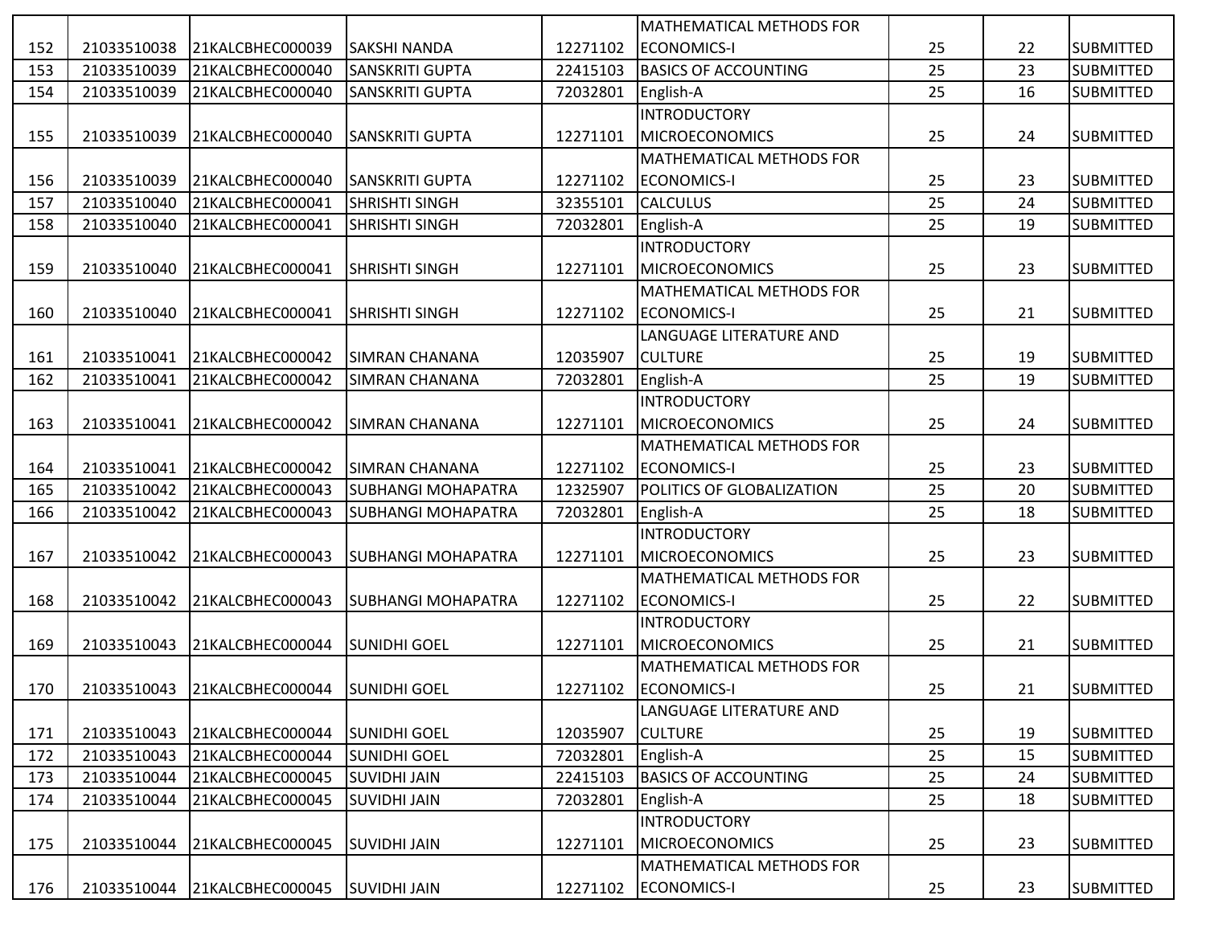| | | | | | | | | |
|---|---|---|---|---|---|---|---|---|
| 152 | 21033510038 | 21KALCBHEC000039 | SAKSHI NANDA | 12271102 | MATHEMATICAL METHODS FOR ECONOMICS-I | 25 | 22 | SUBMITTED |
| 153 | 21033510039 | 21KALCBHEC000040 | SANSKRITI GUPTA | 22415103 | BASICS OF ACCOUNTING | 25 | 23 | SUBMITTED |
| 154 | 21033510039 | 21KALCBHEC000040 | SANSKRITI GUPTA | 72032801 | English-A | 25 | 16 | SUBMITTED |
| 155 | 21033510039 | 21KALCBHEC000040 | SANSKRITI GUPTA | 12271101 | INTRODUCTORY MICROECONOMICS | 25 | 24 | SUBMITTED |
| 156 | 21033510039 | 21KALCBHEC000040 | SANSKRITI GUPTA | 12271102 | MATHEMATICAL METHODS FOR ECONOMICS-I | 25 | 23 | SUBMITTED |
| 157 | 21033510040 | 21KALCBHEC000041 | SHRISHTI SINGH | 32355101 | CALCULUS | 25 | 24 | SUBMITTED |
| 158 | 21033510040 | 21KALCBHEC000041 | SHRISHTI SINGH | 72032801 | English-A | 25 | 19 | SUBMITTED |
| 159 | 21033510040 | 21KALCBHEC000041 | SHRISHTI SINGH | 12271101 | INTRODUCTORY MICROECONOMICS | 25 | 23 | SUBMITTED |
| 160 | 21033510040 | 21KALCBHEC000041 | SHRISHTI SINGH | 12271102 | MATHEMATICAL METHODS FOR ECONOMICS-I | 25 | 21 | SUBMITTED |
| 161 | 21033510041 | 21KALCBHEC000042 | SIMRAN CHANANA | 12035907 | LANGUAGE LITERATURE AND CULTURE | 25 | 19 | SUBMITTED |
| 162 | 21033510041 | 21KALCBHEC000042 | SIMRAN CHANANA | 72032801 | English-A | 25 | 19 | SUBMITTED |
| 163 | 21033510041 | 21KALCBHEC000042 | SIMRAN CHANANA | 12271101 | INTRODUCTORY MICROECONOMICS | 25 | 24 | SUBMITTED |
| 164 | 21033510041 | 21KALCBHEC000042 | SIMRAN CHANANA | 12271102 | MATHEMATICAL METHODS FOR ECONOMICS-I | 25 | 23 | SUBMITTED |
| 165 | 21033510042 | 21KALCBHEC000043 | SUBHANGI MOHAPATRA | 12325907 | POLITICS OF GLOBALIZATION | 25 | 20 | SUBMITTED |
| 166 | 21033510042 | 21KALCBHEC000043 | SUBHANGI MOHAPATRA | 72032801 | English-A | 25 | 18 | SUBMITTED |
| 167 | 21033510042 | 21KALCBHEC000043 | SUBHANGI MOHAPATRA | 12271101 | INTRODUCTORY MICROECONOMICS | 25 | 23 | SUBMITTED |
| 168 | 21033510042 | 21KALCBHEC000043 | SUBHANGI MOHAPATRA | 12271102 | MATHEMATICAL METHODS FOR ECONOMICS-I | 25 | 22 | SUBMITTED |
| 169 | 21033510043 | 21KALCBHEC000044 | SUNIDHI GOEL | 12271101 | INTRODUCTORY MICROECONOMICS | 25 | 21 | SUBMITTED |
| 170 | 21033510043 | 21KALCBHEC000044 | SUNIDHI GOEL | 12271102 | MATHEMATICAL METHODS FOR ECONOMICS-I | 25 | 21 | SUBMITTED |
| 171 | 21033510043 | 21KALCBHEC000044 | SUNIDHI GOEL | 12035907 | LANGUAGE LITERATURE AND CULTURE | 25 | 19 | SUBMITTED |
| 172 | 21033510043 | 21KALCBHEC000044 | SUNIDHI GOEL | 72032801 | English-A | 25 | 15 | SUBMITTED |
| 173 | 21033510044 | 21KALCBHEC000045 | SUVIDHI JAIN | 22415103 | BASICS OF ACCOUNTING | 25 | 24 | SUBMITTED |
| 174 | 21033510044 | 21KALCBHEC000045 | SUVIDHI JAIN | 72032801 | English-A | 25 | 18 | SUBMITTED |
| 175 | 21033510044 | 21KALCBHEC000045 | SUVIDHI JAIN | 12271101 | INTRODUCTORY MICROECONOMICS | 25 | 23 | SUBMITTED |
| 176 | 21033510044 | 21KALCBHEC000045 | SUVIDHI JAIN | 12271102 | MATHEMATICAL METHODS FOR ECONOMICS-I | 25 | 23 | SUBMITTED |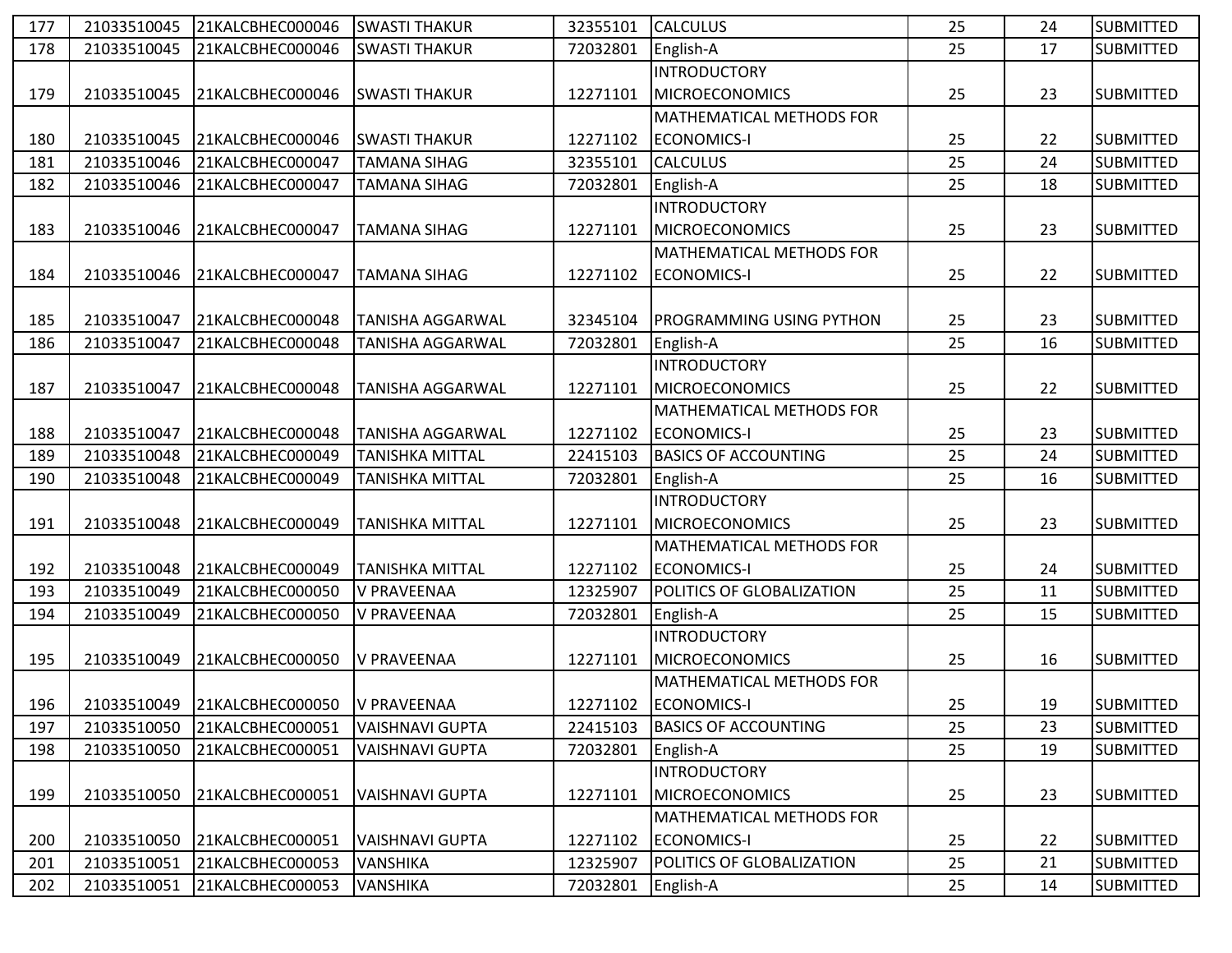| 177 | 21033510045 | 21KALCBHEC000046 | SWASTI THAKUR | 32355101 | CALCULUS | 25 | 24 | SUBMITTED |
|---|---|---|---|---|---|---|---|---|
| 178 | 21033510045 | 21KALCBHEC000046 | SWASTI THAKUR | 72032801 | English-A | 25 | 17 | SUBMITTED |
| 179 | 21033510045 | 21KALCBHEC000046 | SWASTI THAKUR | 12271101 | INTRODUCTORY MICROECONOMICS | 25 | 23 | SUBMITTED |
| 180 | 21033510045 | 21KALCBHEC000046 | SWASTI THAKUR | 12271102 | MATHEMATICAL METHODS FOR ECONOMICS-I | 25 | 22 | SUBMITTED |
| 181 | 21033510046 | 21KALCBHEC000047 | TAMANA SIHAG | 32355101 | CALCULUS | 25 | 24 | SUBMITTED |
| 182 | 21033510046 | 21KALCBHEC000047 | TAMANA SIHAG | 72032801 | English-A | 25 | 18 | SUBMITTED |
| 183 | 21033510046 | 21KALCBHEC000047 | TAMANA SIHAG | 12271101 | INTRODUCTORY MICROECONOMICS | 25 | 23 | SUBMITTED |
| 184 | 21033510046 | 21KALCBHEC000047 | TAMANA SIHAG | 12271102 | MATHEMATICAL METHODS FOR ECONOMICS-I | 25 | 22 | SUBMITTED |
| 185 | 21033510047 | 21KALCBHEC000048 | TANISHA AGGARWAL | 32345104 | PROGRAMMING USING PYTHON | 25 | 23 | SUBMITTED |
| 186 | 21033510047 | 21KALCBHEC000048 | TANISHA AGGARWAL | 72032801 | English-A | 25 | 16 | SUBMITTED |
| 187 | 21033510047 | 21KALCBHEC000048 | TANISHA AGGARWAL | 12271101 | INTRODUCTORY MICROECONOMICS | 25 | 22 | SUBMITTED |
| 188 | 21033510047 | 21KALCBHEC000048 | TANISHA AGGARWAL | 12271102 | MATHEMATICAL METHODS FOR ECONOMICS-I | 25 | 23 | SUBMITTED |
| 189 | 21033510048 | 21KALCBHEC000049 | TANISHKA MITTAL | 22415103 | BASICS OF ACCOUNTING | 25 | 24 | SUBMITTED |
| 190 | 21033510048 | 21KALCBHEC000049 | TANISHKA MITTAL | 72032801 | English-A | 25 | 16 | SUBMITTED |
| 191 | 21033510048 | 21KALCBHEC000049 | TANISHKA MITTAL | 12271101 | INTRODUCTORY MICROECONOMICS | 25 | 23 | SUBMITTED |
| 192 | 21033510048 | 21KALCBHEC000049 | TANISHKA MITTAL | 12271102 | MATHEMATICAL METHODS FOR ECONOMICS-I | 25 | 24 | SUBMITTED |
| 193 | 21033510049 | 21KALCBHEC000050 | V PRAVEENAA | 12325907 | POLITICS OF GLOBALIZATION | 25 | 11 | SUBMITTED |
| 194 | 21033510049 | 21KALCBHEC000050 | V PRAVEENAA | 72032801 | English-A | 25 | 15 | SUBMITTED |
| 195 | 21033510049 | 21KALCBHEC000050 | V PRAVEENAA | 12271101 | INTRODUCTORY MICROECONOMICS | 25 | 16 | SUBMITTED |
| 196 | 21033510049 | 21KALCBHEC000050 | V PRAVEENAA | 12271102 | MATHEMATICAL METHODS FOR ECONOMICS-I | 25 | 19 | SUBMITTED |
| 197 | 21033510050 | 21KALCBHEC000051 | VAISHNAVI GUPTA | 22415103 | BASICS OF ACCOUNTING | 25 | 23 | SUBMITTED |
| 198 | 21033510050 | 21KALCBHEC000051 | VAISHNAVI GUPTA | 72032801 | English-A | 25 | 19 | SUBMITTED |
| 199 | 21033510050 | 21KALCBHEC000051 | VAISHNAVI GUPTA | 12271101 | INTRODUCTORY MICROECONOMICS | 25 | 23 | SUBMITTED |
| 200 | 21033510050 | 21KALCBHEC000051 | VAISHNAVI GUPTA | 12271102 | MATHEMATICAL METHODS FOR ECONOMICS-I | 25 | 22 | SUBMITTED |
| 201 | 21033510051 | 21KALCBHEC000053 | VANSHIKA | 12325907 | POLITICS OF GLOBALIZATION | 25 | 21 | SUBMITTED |
| 202 | 21033510051 | 21KALCBHEC000053 | VANSHIKA | 72032801 | English-A | 25 | 14 | SUBMITTED |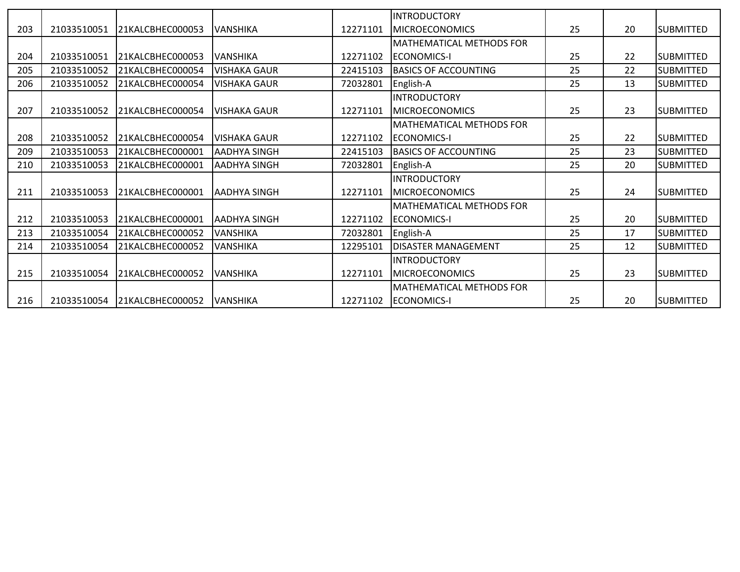| | | | | | | | | |
|---|---|---|---|---|---|---|---|---|
| 203 | 21033510051 | 21KALCBHEC000053 | VANSHIKA | 12271101 | INTRODUCTORY MICROECONOMICS | 25 | 20 | SUBMITTED |
| 204 | 21033510051 | 21KALCBHEC000053 | VANSHIKA | 12271102 | MATHEMATICAL METHODS FOR ECONOMICS-I | 25 | 22 | SUBMITTED |
| 205 | 21033510052 | 21KALCBHEC000054 | VISHAKA GAUR | 22415103 | BASICS OF ACCOUNTING | 25 | 22 | SUBMITTED |
| 206 | 21033510052 | 21KALCBHEC000054 | VISHAKA GAUR | 72032801 | English-A | 25 | 13 | SUBMITTED |
| 207 | 21033510052 | 21KALCBHEC000054 | VISHAKA GAUR | 12271101 | INTRODUCTORY MICROECONOMICS | 25 | 23 | SUBMITTED |
| 208 | 21033510052 | 21KALCBHEC000054 | VISHAKA GAUR | 12271102 | MATHEMATICAL METHODS FOR ECONOMICS-I | 25 | 22 | SUBMITTED |
| 209 | 21033510053 | 21KALCBHEC000001 | AADHYA SINGH | 22415103 | BASICS OF ACCOUNTING | 25 | 23 | SUBMITTED |
| 210 | 21033510053 | 21KALCBHEC000001 | AADHYA SINGH | 72032801 | English-A | 25 | 20 | SUBMITTED |
| 211 | 21033510053 | 21KALCBHEC000001 | AADHYA SINGH | 12271101 | INTRODUCTORY MICROECONOMICS | 25 | 24 | SUBMITTED |
| 212 | 21033510053 | 21KALCBHEC000001 | AADHYA SINGH | 12271102 | MATHEMATICAL METHODS FOR ECONOMICS-I | 25 | 20 | SUBMITTED |
| 213 | 21033510054 | 21KALCBHEC000052 | VANSHIKA | 72032801 | English-A | 25 | 17 | SUBMITTED |
| 214 | 21033510054 | 21KALCBHEC000052 | VANSHIKA | 12295101 | DISASTER MANAGEMENT | 25 | 12 | SUBMITTED |
| 215 | 21033510054 | 21KALCBHEC000052 | VANSHIKA | 12271101 | INTRODUCTORY MICROECONOMICS | 25 | 23 | SUBMITTED |
| 216 | 21033510054 | 21KALCBHEC000052 | VANSHIKA | 12271102 | MATHEMATICAL METHODS FOR ECONOMICS-I | 25 | 20 | SUBMITTED |